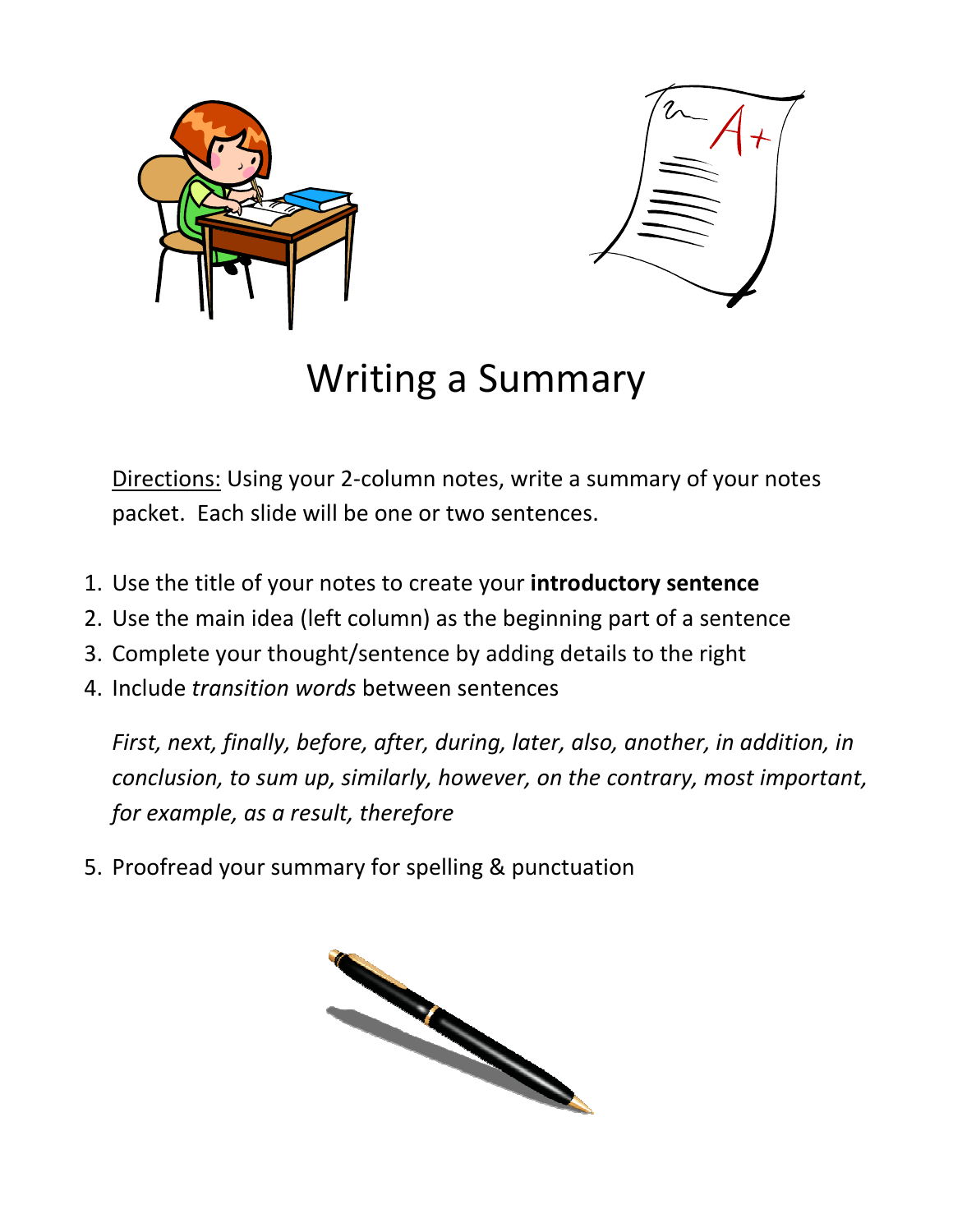# Writing a Summary

Directions: Using your 2-column notes, write a summary of your notes packet. Each slide will be one or two sentences.

1. Use the title of your notes to create your **introductory sentence**
2. Use the main idea (left column) as the beginning part of a sentence
3. Complete your thought/sentence by adding details to the right
4. Include *transition words* between sentences

   *First, next, finally, before, after, during, later, also, another, in addition, in conclusion, to sum up, similarly, however, on the contrary, most important, for example, as a result, therefore*

5. Proofread your summary for spelling & punctuation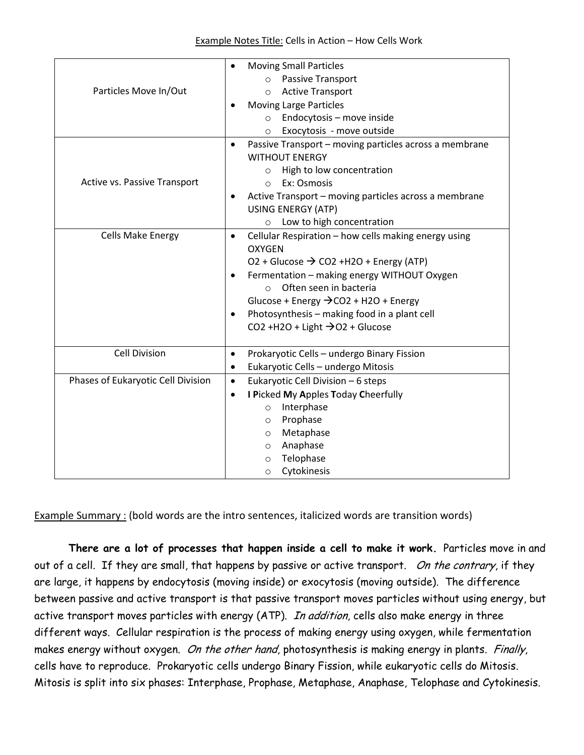<u>Example Notes Title:</u> Cells in Action – How Cells Work

| | |
|---|---|
| Particles Move In/Out | • Moving Small Particles<br>  ○ Passive Transport<br>  ○ Active Transport<br>• Moving Large Particles<br>  ○ Endocytosis – move inside<br>  ○ Exocytosis - move outside |
| Active vs. Passive Transport | • Passive Transport – moving particles across a membrane WITHOUT ENERGY<br>  ○ High to low concentration<br>  ○ Ex: Osmosis<br>• Active Transport – moving particles across a membrane USING ENERGY (ATP)<br>  ○ Low to high concentration |
| Cells Make Energy | • Cellular Respiration – how cells making energy using OXYGEN<br>$O2$ + Glucose → $CO2$ + $H2O$ + Energy (ATP)<br>• Fermentation – making energy WITHOUT Oxygen<br>  ○ Often seen in bacteria<br>Glucose + Energy → $CO2$ + $H2O$ + Energy<br>• Photosynthesis – making food in a plant cell<br>$CO2$ + $H2O$ + Light → $O2$ + Glucose |
| Cell Division | • Prokaryotic Cells – undergo Binary Fission<br>• Eukaryotic Cells – undergo Mitosis |
| Phases of Eukaryotic Cell Division | • Eukaryotic Cell Division – 6 steps<br>• **I P**icked **M**y **A**pples **T**oday **C**heerfully<br>  ○ Interphase<br>  ○ Prophase<br>  ○ Metaphase<br>  ○ Anaphase<br>  ○ Telophase<br>  ○ Cytokinesis |

<u>Example Summary :</u> (bold words are the intro sentences, italicized words are transition words)

**There are a lot of processes that happen inside a cell to make it work.** Particles move in and out of a cell. If they are small, that happens by passive or active transport. *On the contrary*, if they are large, it happens by endocytosis (moving inside) or exocytosis (moving outside). The difference between passive and active transport is that passive transport moves particles without using energy, but active transport moves particles with energy (ATP). *In addition*, cells also make energy in three different ways. Cellular respiration is the process of making energy using oxygen, while fermentation makes energy without oxygen. *On the other hand*, photosynthesis is making energy in plants. *Finally*, cells have to reproduce. Prokaryotic cells undergo Binary Fission, while eukaryotic cells do Mitosis. Mitosis is split into six phases: Interphase, Prophase, Metaphase, Anaphase, Telophase and Cytokinesis.